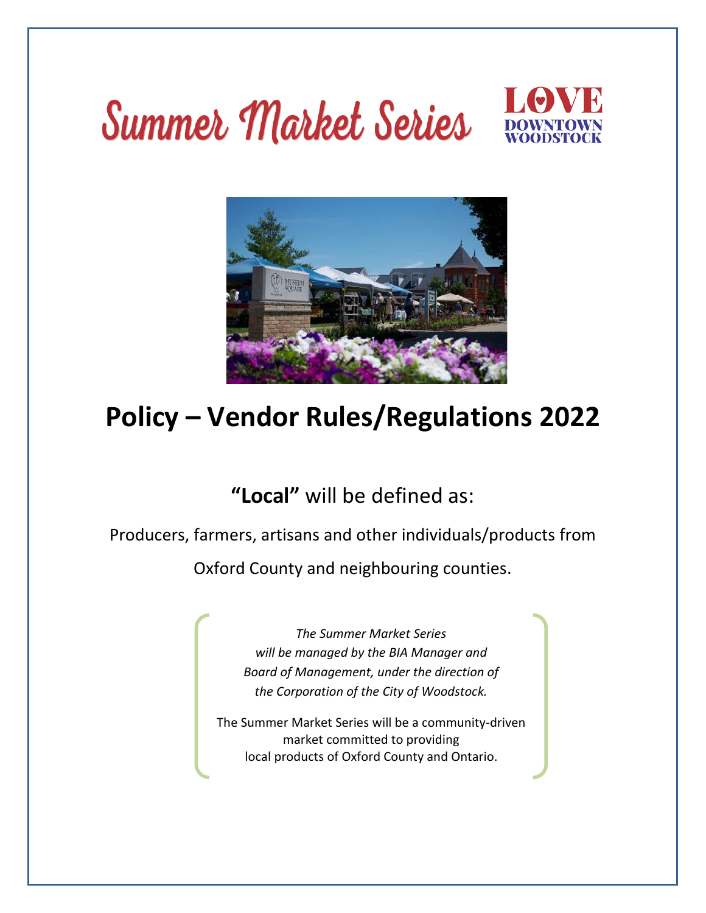# Summer Market Series

LOVE DOWNTOWN WOODSTOCK

## Policy – Vendor Rules/Regulations 2022

**"Local"** will be defined as:

Producers, farmers, artisans and other individuals/products from Oxford County and neighbouring counties.

*The Summer Market Series will be managed by the BIA Manager and Board of Management, under the direction of the Corporation of the City of Woodstock.*

The Summer Market Series will be a community-driven market committed to providing local products of Oxford County and Ontario.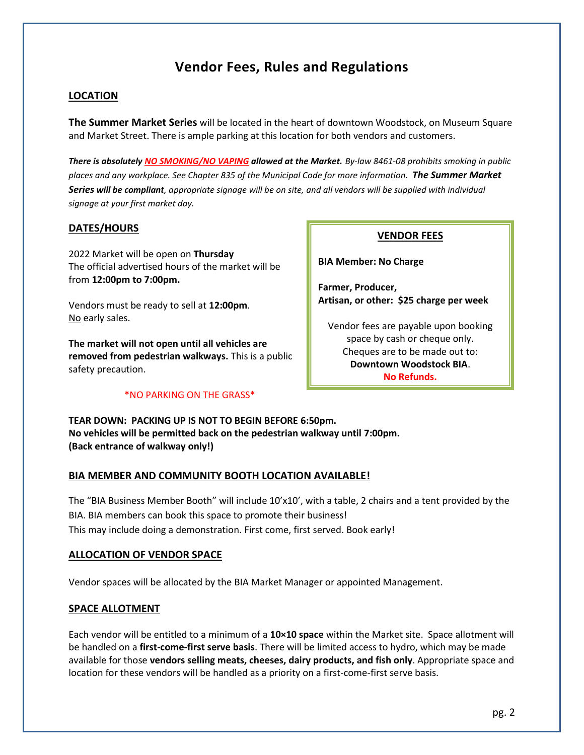# Vendor Fees, Rules and Regulations

## LOCATION

**The Summer Market Series** will be located in the heart of downtown Woodstock, on Museum Square and Market Street. There is ample parking at this location for both vendors and customers.

***There is absolutely NO SMOKING/NO VAPING allowed at the Market.*** *By-law 8461-08 prohibits smoking in public places and any workplace. See Chapter 835 of the Municipal Code for more information.* ***The Summer Market Series will be compliant****, appropriate signage will be on site, and all vendors will be supplied with individual signage at your first market day.*

## DATES/HOURS

2022 Market will be open on **Thursday**
The official advertised hours of the market will be from **12:00pm to 7:00pm.**

Vendors must be ready to sell at **12:00pm**.
No early sales.

**The market will not open until all vehicles are removed from pedestrian walkways.** This is a public safety precaution.

*NO PARKING ON THE GRASS*

## VENDOR FEES

**BIA Member: No Charge**

**Farmer, Producer, Artisan, or other: $25 charge per week**

Vendor fees are payable upon booking space by cash or cheque only. Cheques are to be made out to: **Downtown Woodstock BIA**. **No Refunds.**

**TEAR DOWN: PACKING UP IS NOT TO BEGIN BEFORE 6:50pm.**
**No vehicles will be permitted back on the pedestrian walkway until 7:00pm.**
**(Back entrance of walkway only!)**

## BIA MEMBER AND COMMUNITY BOOTH LOCATION AVAILABLE!

The "BIA Business Member Booth" will include 10'x10', with a table, 2 chairs and a tent provided by the BIA. BIA members can book this space to promote their business!
This may include doing a demonstration. First come, first served. Book early!

## ALLOCATION OF VENDOR SPACE

Vendor spaces will be allocated by the BIA Market Manager or appointed Management.

## SPACE ALLOTMENT

Each vendor will be entitled to a minimum of a **10×10 space** within the Market site. Space allotment will be handled on a **first-come-first serve basis**. There will be limited access to hydro, which may be made available for those **vendors selling meats, cheeses, dairy products, and fish only**. Appropriate space and location for these vendors will be handled as a priority on a first-come-first serve basis.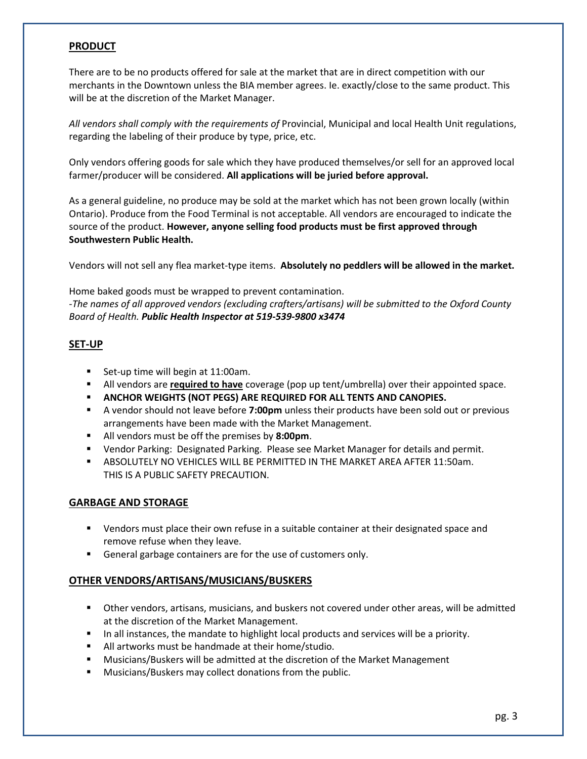## PRODUCT

There are to be no products offered for sale at the market that are in direct competition with our merchants in the Downtown unless the BIA member agrees. Ie. exactly/close to the same product. This will be at the discretion of the Market Manager.

*All vendors shall comply with the requirements of* Provincial, Municipal and local Health Unit regulations, regarding the labeling of their produce by type, price, etc.

Only vendors offering goods for sale which they have produced themselves/or sell for an approved local farmer/producer will be considered. **All applications will be juried before approval.**

As a general guideline, no produce may be sold at the market which has not been grown locally (within Ontario). Produce from the Food Terminal is not acceptable. All vendors are encouraged to indicate the source of the product. **However, anyone selling food products must be first approved through Southwestern Public Health.**

Vendors will not sell any flea market-type items. **Absolutely no peddlers will be allowed in the market.**

Home baked goods must be wrapped to prevent contamination.
*-The names of all approved vendors (excluding crafters/artisans) will be submitted to the Oxford County Board of Health.* ***Public Health Inspector at 519-539-9800 x3474***

## SET-UP

- Set-up time will begin at 11:00am.
- All vendors are **required to have** coverage (pop up tent/umbrella) over their appointed space.
- **ANCHOR WEIGHTS (NOT PEGS) ARE REQUIRED FOR ALL TENTS AND CANOPIES.**
- A vendor should not leave before **7:00pm** unless their products have been sold out or previous arrangements have been made with the Market Management.
- All vendors must be off the premises by **8:00pm**.
- Vendor Parking: Designated Parking. Please see Market Manager for details and permit.
- ABSOLUTELY NO VEHICLES WILL BE PERMITTED IN THE MARKET AREA AFTER 11:50am. THIS IS A PUBLIC SAFETY PRECAUTION.

## GARBAGE AND STORAGE

- Vendors must place their own refuse in a suitable container at their designated space and remove refuse when they leave.
- General garbage containers are for the use of customers only.

## OTHER VENDORS/ARTISANS/MUSICIANS/BUSKERS

- Other vendors, artisans, musicians, and buskers not covered under other areas, will be admitted at the discretion of the Market Management.
- In all instances, the mandate to highlight local products and services will be a priority.
- All artworks must be handmade at their home/studio.
- Musicians/Buskers will be admitted at the discretion of the Market Management
- Musicians/Buskers may collect donations from the public.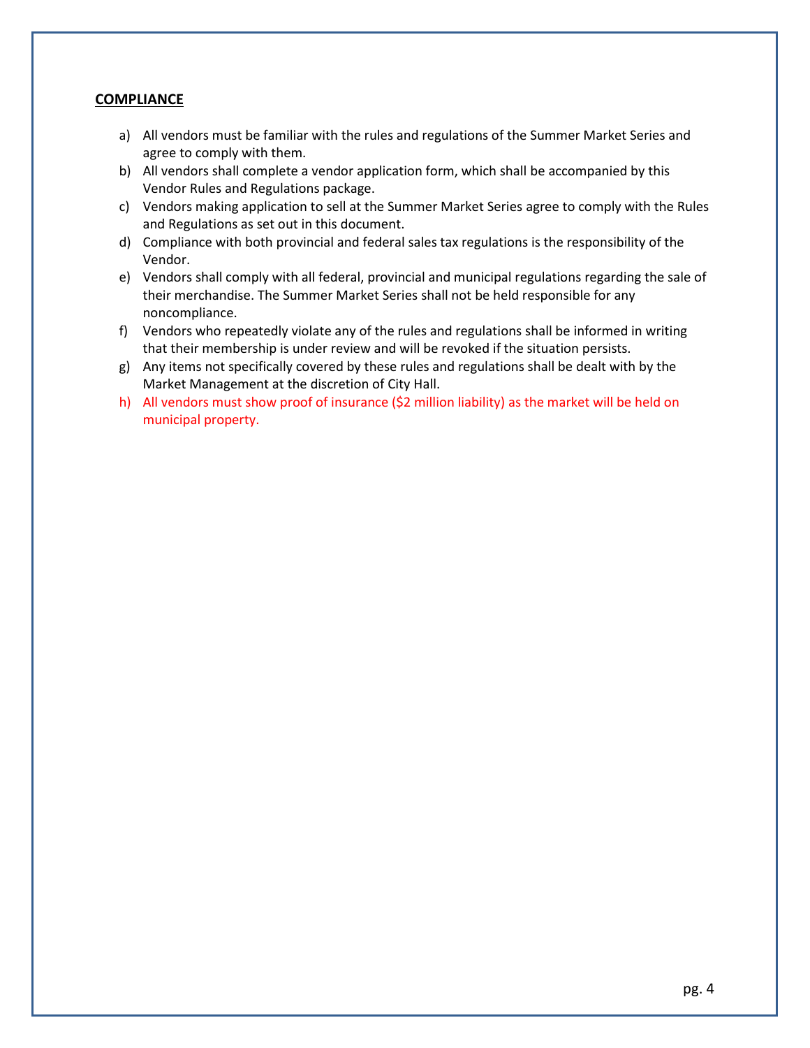## COMPLIANCE

a) All vendors must be familiar with the rules and regulations of the Summer Market Series and agree to comply with them.
b) All vendors shall complete a vendor application form, which shall be accompanied by this Vendor Rules and Regulations package.
c) Vendors making application to sell at the Summer Market Series agree to comply with the Rules and Regulations as set out in this document.
d) Compliance with both provincial and federal sales tax regulations is the responsibility of the Vendor.
e) Vendors shall comply with all federal, provincial and municipal regulations regarding the sale of their merchandise. The Summer Market Series shall not be held responsible for any noncompliance.
f) Vendors who repeatedly violate any of the rules and regulations shall be informed in writing that their membership is under review and will be revoked if the situation persists.
g) Any items not specifically covered by these rules and regulations shall be dealt with by the Market Management at the discretion of City Hall.
h) All vendors must show proof of insurance ($2 million liability) as the market will be held on municipal property.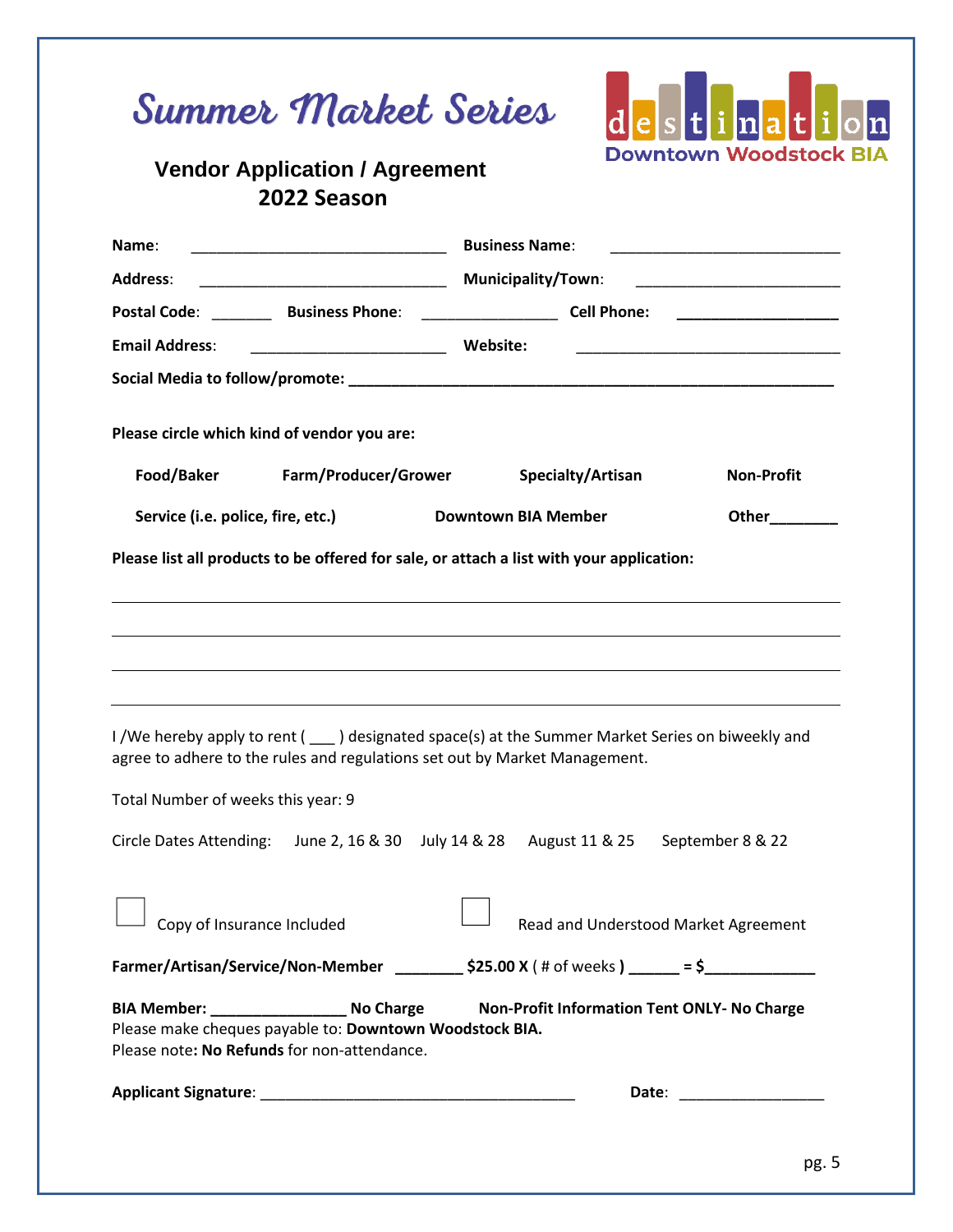# Summer Market Series

destination
Downtown Woodstock BIA

## Vendor Application / Agreement
## 2022 Season

**Name**: ______________________________ **Business Name**: ___________________________

**Address**: ______________________________ **Municipality/Town**: ________________________

**Postal Code**: _______ **Business Phone**: ________________ **Cell Phone**: ___________________

**Email Address**: _______________________ **Website**: _______________________________

**Social Media to follow/promote**: __________________________________________________________

**Please circle which kind of vendor you are:**

**Food/Baker** **Farm/Producer/Grower** **Specialty/Artisan** **Non-Profit**

**Service (i.e. police, fire, etc.)** **Downtown BIA Member** **Other________**

**Please list all products to be offered for sale, or attach a list with your application:**

_____________________________________________________________________________

_____________________________________________________________________________

_____________________________________________________________________________

_____________________________________________________________________________

I /We hereby apply to rent ( ___ ) designated space(s) at the Summer Market Series on biweekly and agree to adhere to the rules and regulations set out by Market Management.

Total Number of weeks this year: 9

Circle Dates Attending: June 2, 16 & 30 July 14 & 28 August 11 & 25 September 8 & 22

☐ Copy of Insurance Included ☐ Read and Understood Market Agreement

**Farmer/Artisan/Service/Non-Member** ________ **$25.00 X** ( # of weeks **)** ______ **= $**_____________

**BIA Member: ________________ No Charge** **Non-Profit Information Tent ONLY- No Charge**

Please make cheques payable to: **Downtown Woodstock BIA.**

Please note**: No Refunds** for non-attendance.

**Applicant Signature**: ______________________________________ **Date**: _________________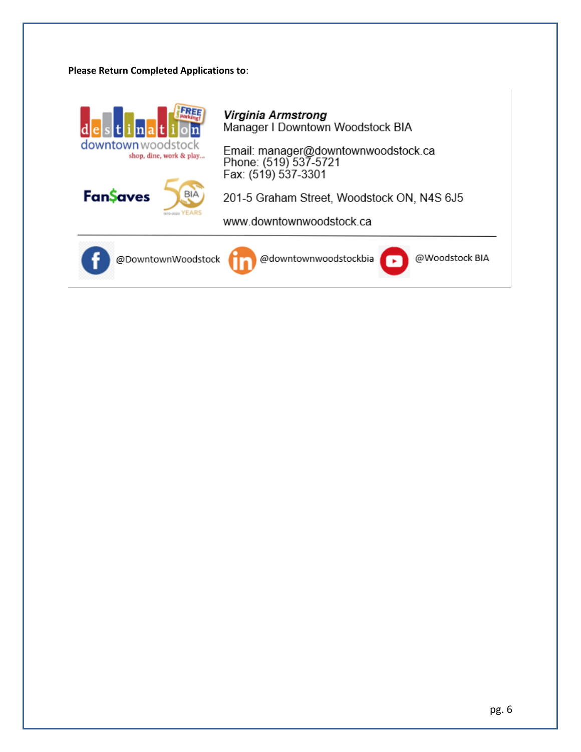**Please Return Completed Applications to**:

destination downtown woodstock
shop, dine, work & play...

FREE parking!

Fan$aves

50 BIA YEARS

***Virginia Armstrong***
Manager I Downtown Woodstock BIA

Email: manager@downtownwoodstock.ca
Phone: (519) 537-5721
Fax: (519) 537-3301

201-5 Graham Street, Woodstock ON, N4S 6J5

www.downtownwoodstock.ca

@DownTownWoodstock @downtownwoodstockbia @Woodstock BIA